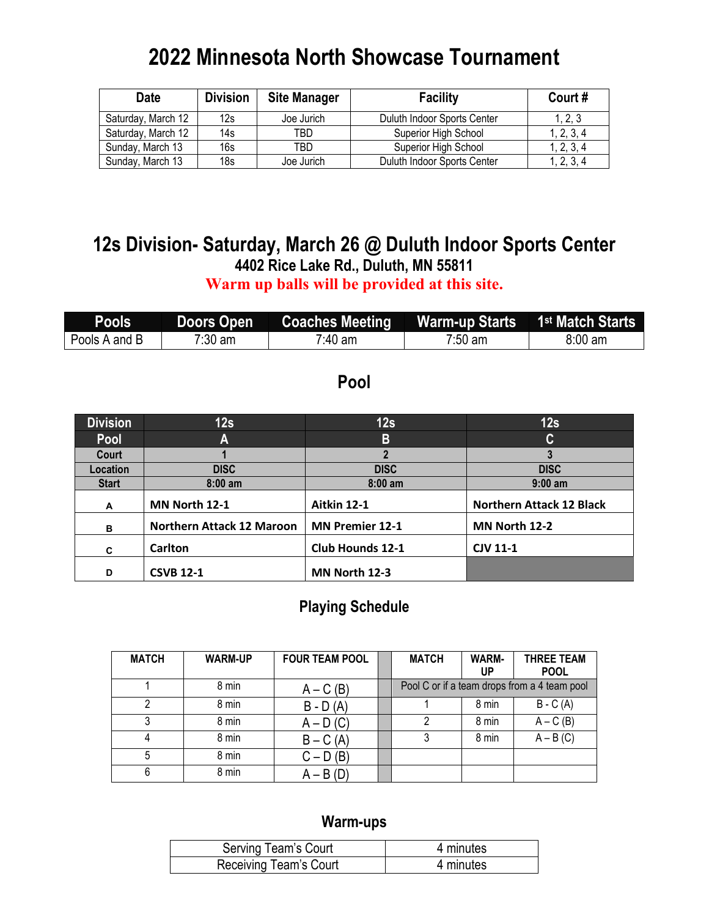# 2022 Minnesota North Showcase Tournament

| Date | Division | Site Manager | Facility | Court # |
|---|---|---|---|---|
| Saturday, March 12 | 12s | Joe Jurich | Duluth Indoor Sports Center | 1, 2, 3 |
| Saturday, March 12 | 14s | TBD | Superior High School | 1, 2, 3, 4 |
| Sunday, March 13 | 16s | TBD | Superior High School | 1, 2, 3, 4 |
| Sunday, March 13 | 18s | Joe Jurich | Duluth Indoor Sports Center | 1, 2, 3, 4 |

## 12s Division- Saturday, March 26 @ Duluth Indoor Sports Center

### 4402 Rice Lake Rd., Duluth, MN 55811

**Warm up balls will be provided at this site.**

| Pools | Doors Open | Coaches Meeting | Warm-up Starts | 1st Match Starts |
|---|---|---|---|---|
| Pools A and B | 7:30 am | 7:40 am | 7:50 am | 8:00 am |

## Pool

| Division | 12s | 12s | 12s |
|---|---|---|---|
| **Pool** | **A** | **B** | **C** |
| **Court** | **1** | **2** | **3** |
| **Location** | **DISC** | **DISC** | **DISC** |
| **Start** | **8:00 am** | **8:00 am** | **9:00 am** |
| **A** | **MN North 12-1** | **Aitkin 12-1** | **Northern Attack 12 Black** |
| **B** | **Northern Attack 12 Maroon** | **MN Premier 12-1** | **MN North 12-2** |
| **C** | **Carlton** | **Club Hounds 12-1** | **CJV 11-1** |
| **D** | **CSVB 12-1** | **MN North 12-3** | |

## Playing Schedule

| MATCH | WARM-UP | FOUR TEAM POOL | | MATCH | WARM-UP | THREE TEAM POOL |
|---|---|---|---|---|---|---|
| 1 | 8 min | A – C (B) | | Pool C or if a team drops from a 4 team pool | | |
| 2 | 8 min | B - D (A) | | 1 | 8 min | B - C (A) |
| 3 | 8 min | A – D (C) | | 2 | 8 min | A – C (B) |
| 4 | 8 min | B – C (A) | | 3 | 8 min | A – B (C) |
| 5 | 8 min | C – D (B) | | | | |
| 6 | 8 min | A – B (D) | | | | |

## Warm-ups

| Serving Team's Court | 4 minutes |
|---|---|
| Receiving Team's Court | 4 minutes |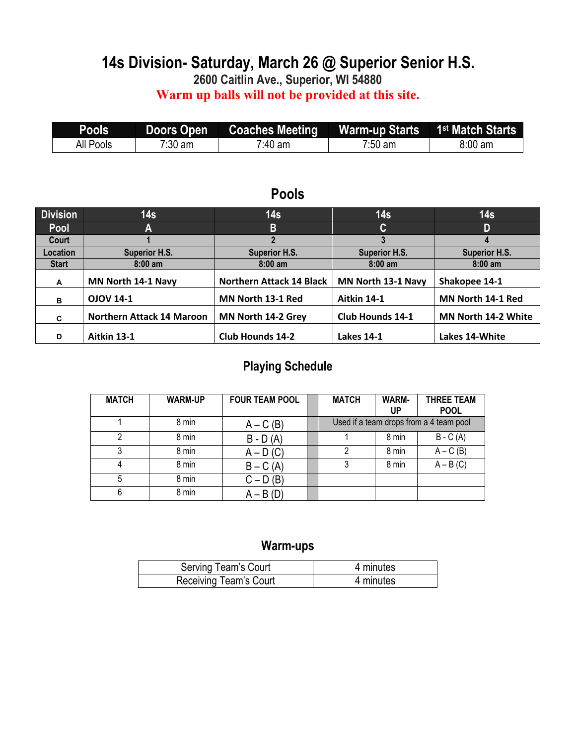# 14s Division- Saturday, March 26 @ Superior Senior H.S.

**2600 Caitlin Ave., Superior, WI 54880**

**Warm up balls will not be provided at this site.**

| Pools | Doors Open | Coaches Meeting | Warm-up Starts | 1st Match Starts |
|---|---|---|---|---|
| All Pools | 7:30 am | 7:40 am | 7:50 am | 8:00 am |

## Pools

| Division | 14s | 14s | 14s | 14s |
|---|---|---|---|---|
| Pool | A | B | C | D |
| Court | 1 | 2 | 3 | 4 |
| Location | Superior H.S. | Superior H.S. | Superior H.S. | Superior H.S. |
| Start | 8:00 am | 8:00 am | 8:00 am | 8:00 am |
| A | MN North 14-1 Navy | Northern Attack 14 Black | MN North 13-1 Navy | Shakopee 14-1 |
| B | OJOV 14-1 | MN North 13-1 Red | Aitkin 14-1 | MN North 14-1 Red |
| C | Northern Attack 14 Maroon | MN North 14-2 Grey | Club Hounds 14-1 | MN North 14-2 White |
| D | Aitkin 13-1 | Club Hounds 14-2 | Lakes 14-1 | Lakes 14-White |

## Playing Schedule

| MATCH | WARM-UP | FOUR TEAM POOL | | MATCH | WARM-UP | THREE TEAM POOL |
|---|---|---|---|---|---|---|
| 1 | 8 min | A – C (B) | | Used if a team drops from a 4 team pool | | |
| 2 | 8 min | B - D (A) | | 1 | 8 min | B - C (A) |
| 3 | 8 min | A – D (C) | | 2 | 8 min | A – C (B) |
| 4 | 8 min | B – C (A) | | 3 | 8 min | A – B (C) |
| 5 | 8 min | C – D (B) | | | | |
| 6 | 8 min | A – B (D) | | | | |

## Warm-ups

| Serving Team's Court | 4 minutes |
|---|---|
| Receiving Team's Court | 4 minutes |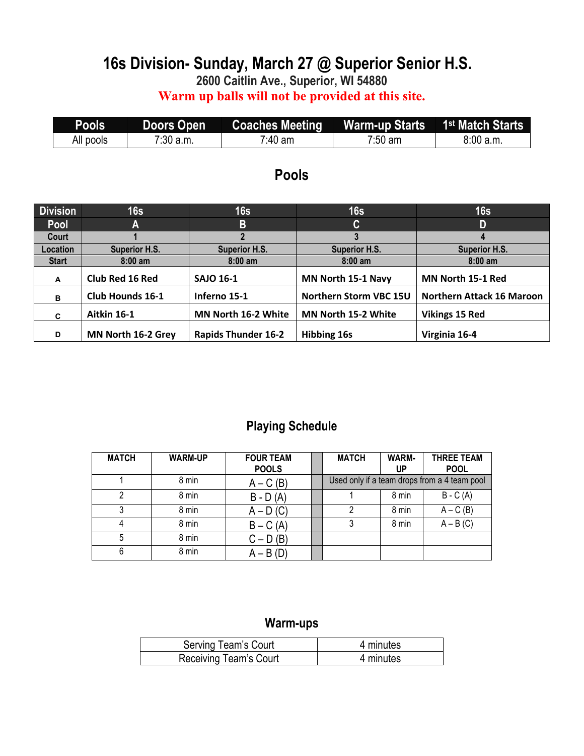# 16s Division- Sunday, March 27 @ Superior Senior H.S.

**2600 Caitlin Ave., Superior, WI 54880**

**Warm up balls will not be provided at this site.**

| Pools | Doors Open | Coaches Meeting | Warm-up Starts | 1st Match Starts |
|---|---|---|---|---|
| All pools | 7:30 a.m. | 7:40 am | 7:50 am | 8:00 a.m. |

## Pools

| Division | 16s | 16s | 16s | 16s |
|---|---|---|---|---|
| Pool | A | B | C | D |
| Court | 1 | 2 | 3 | 4 |
| Location | Superior H.S. | Superior H.S. | Superior H.S. | Superior H.S. |
| Start | 8:00 am | 8:00 am | 8:00 am | 8:00 am |
| A | Club Red 16 Red | SAJO 16-1 | MN North 15-1 Navy | MN North 15-1 Red |
| B | Club Hounds 16-1 | Inferno 15-1 | Northern Storm VBC 15U | Northern Attack 16 Maroon |
| C | Aitkin 16-1 | MN North 16-2 White | MN North 15-2 White | Vikings 15 Red |
| D | MN North 16-2 Grey | Rapids Thunder 16-2 | Hibbing 16s | Virginia 16-4 |

## Playing Schedule

| MATCH | WARM-UP | FOUR TEAM POOLS | | MATCH | WARM-UP | THREE TEAM POOL |
|---|---|---|---|---|---|---|
| 1 | 8 min | A – C (B) | | Used only if a team drops from a 4 team pool | | |
| 2 | 8 min | B - D (A) | | 1 | 8 min | B - C (A) |
| 3 | 8 min | A – D (C) | | 2 | 8 min | A – C (B) |
| 4 | 8 min | B – C (A) | | 3 | 8 min | A – B (C) |
| 5 | 8 min | C – D (B) | | | | |
| 6 | 8 min | A – B (D) | | | | |

## Warm-ups

| Serving Team's Court | 4 minutes |
|---|---|
| Receiving Team's Court | 4 minutes |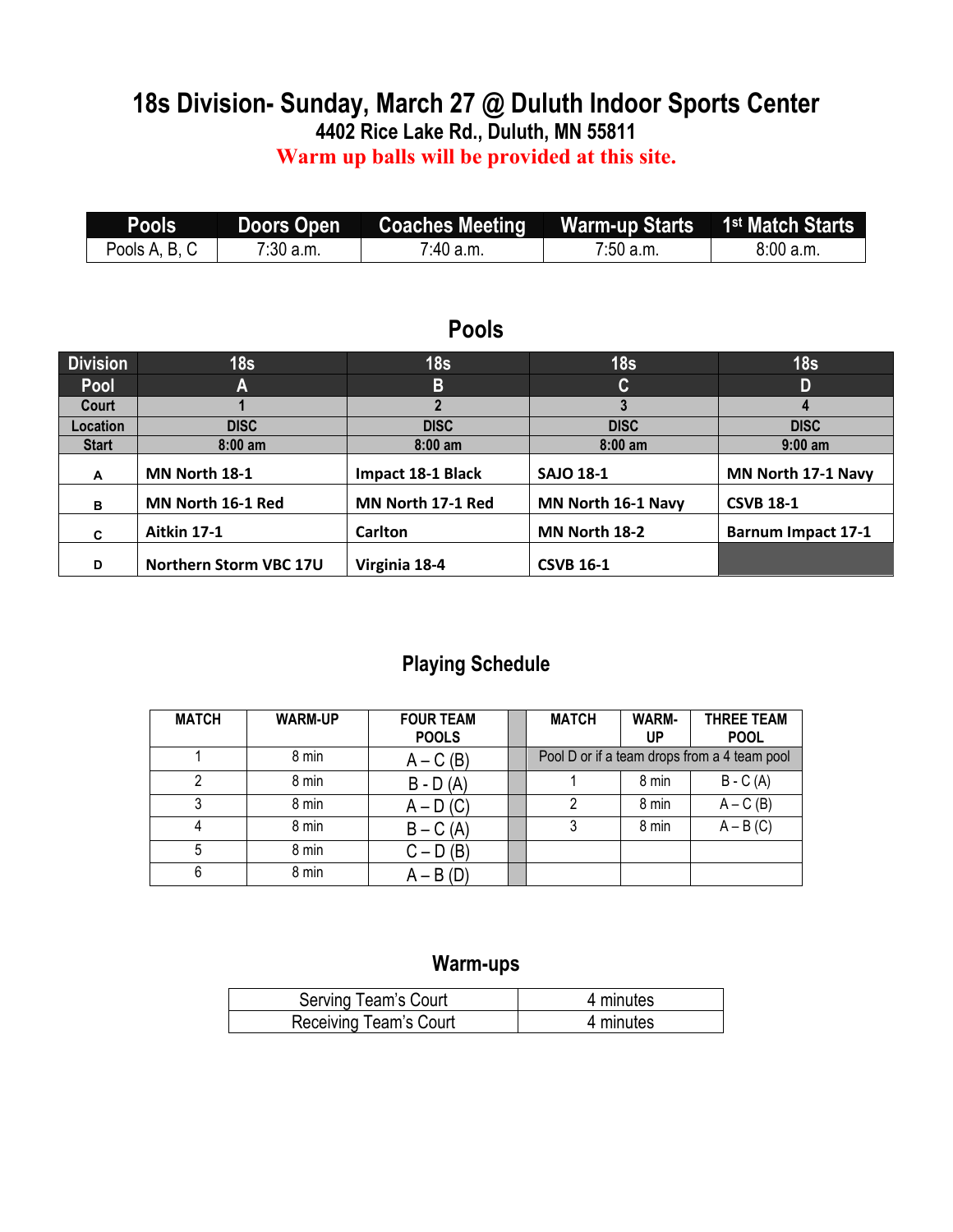# 18s Division- Sunday, March 27 @ Duluth Indoor Sports Center

**4402 Rice Lake Rd., Duluth, MN 55811**

**Warm up balls will be provided at this site.**

| Pools | Doors Open | Coaches Meeting | Warm-up Starts | 1st Match Starts |
|---|---|---|---|---|
| Pools A, B, C | 7:30 a.m. | 7:40 a.m. | 7:50 a.m. | 8:00 a.m. |

## Pools

| Division | 18s | 18s | 18s | 18s |
|---|---|---|---|---|
| Pool | A | B | C | D |
| Court | 1 | 2 | 3 | 4 |
| Location | DISC | DISC | DISC | DISC |
| Start | 8:00 am | 8:00 am | 8:00 am | 9:00 am |
| A | **MN North 18-1** | **Impact 18-1 Black** | **SAJO 18-1** | **MN North 17-1 Navy** |
| B | **MN North 16-1 Red** | **MN North 17-1 Red** | **MN North 16-1 Navy** | **CSVB 18-1** |
| C | **Aitkin 17-1** | **Carlton** | **MN North 18-2** | **Barnum Impact 17-1** |
| D | **Northern Storm VBC 17U** | **Virginia 18-4** | **CSVB 16-1** | |

## Playing Schedule

| MATCH | WARM-UP | FOUR TEAM POOLS | | MATCH | WARM-UP | THREE TEAM POOL |
|---|---|---|---|---|---|---|
| 1 | 8 min | A – C (B) | | Pool D or if a team drops from a 4 team pool | | |
| 2 | 8 min | B - D (A) | | 1 | 8 min | B - C (A) |
| 3 | 8 min | A – D (C) | | 2 | 8 min | A – C (B) |
| 4 | 8 min | B – C (A) | | 3 | 8 min | A – B (C) |
| 5 | 8 min | C – D (B) | | | | |
| 6 | 8 min | A – B (D) | | | | |

## Warm-ups

| Serving Team's Court | 4 minutes |
|---|---|
| Receiving Team's Court | 4 minutes |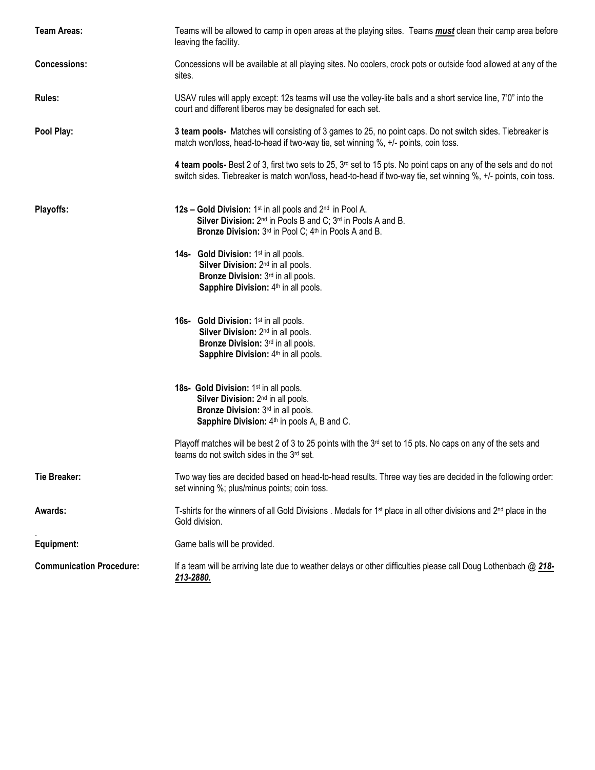**Team Areas:** Teams will be allowed to camp in open areas at the playing sites. Teams ***must*** clean their camp area before leaving the facility.

**Concessions:** Concessions will be available at all playing sites. No coolers, crock pots or outside food allowed at any of the sites.

**Rules:** USAV rules will apply except: 12s teams will use the volley-lite balls and a short service line, 7'0" into the court and different liberos may be designated for each set.

**Pool Play:**

**3 team pools-** Matches will consisting of 3 games to 25, no point caps. Do not switch sides. Tiebreaker is match won/loss, head-to-head if two-way tie, set winning %, +/- points, coin toss.

**4 team pools-** Best 2 of 3, first two sets to 25, 3rd set to 15 pts. No point caps on any of the sets and do not switch sides. Tiebreaker is match won/loss, head-to-head if two-way tie, set winning %, +/- points, coin toss.

**Playoffs:**

**12s – Gold Division:** 1st in all pools and 2nd in Pool A.
**Silver Division:** 2nd in Pools B and C; 3rd in Pools A and B.
**Bronze Division:** 3rd in Pool C; 4th in Pools A and B.

**14s- Gold Division:** 1st in all pools.
**Silver Division:** 2nd in all pools.
**Bronze Division:** 3rd in all pools.
**Sapphire Division:** 4th in all pools.

**16s- Gold Division:** 1st in all pools.
**Silver Division:** 2nd in all pools.
**Bronze Division:** 3rd in all pools.
**Sapphire Division:** 4th in all pools.

**18s- Gold Division:** 1st in all pools.
**Silver Division:** 2nd in all pools.
**Bronze Division:** 3rd in all pools.
**Sapphire Division:** 4th in pools A, B and C.

Playoff matches will be best 2 of 3 to 25 points with the 3rd set to 15 pts. No caps on any of the sets and teams do not switch sides in the 3rd set.

**Tie Breaker:** Two way ties are decided based on head-to-head results. Three way ties are decided in the following order: set winning %; plus/minus points; coin toss.

**Awards:** T-shirts for the winners of all Gold Divisions . Medals for 1st place in all other divisions and 2nd place in the Gold division.

**Equipment:** Game balls will be provided.

**Communication Procedure:** If a team will be arriving late due to weather delays or other difficulties please call Doug Lothenbach @ ***218-213-2880.***